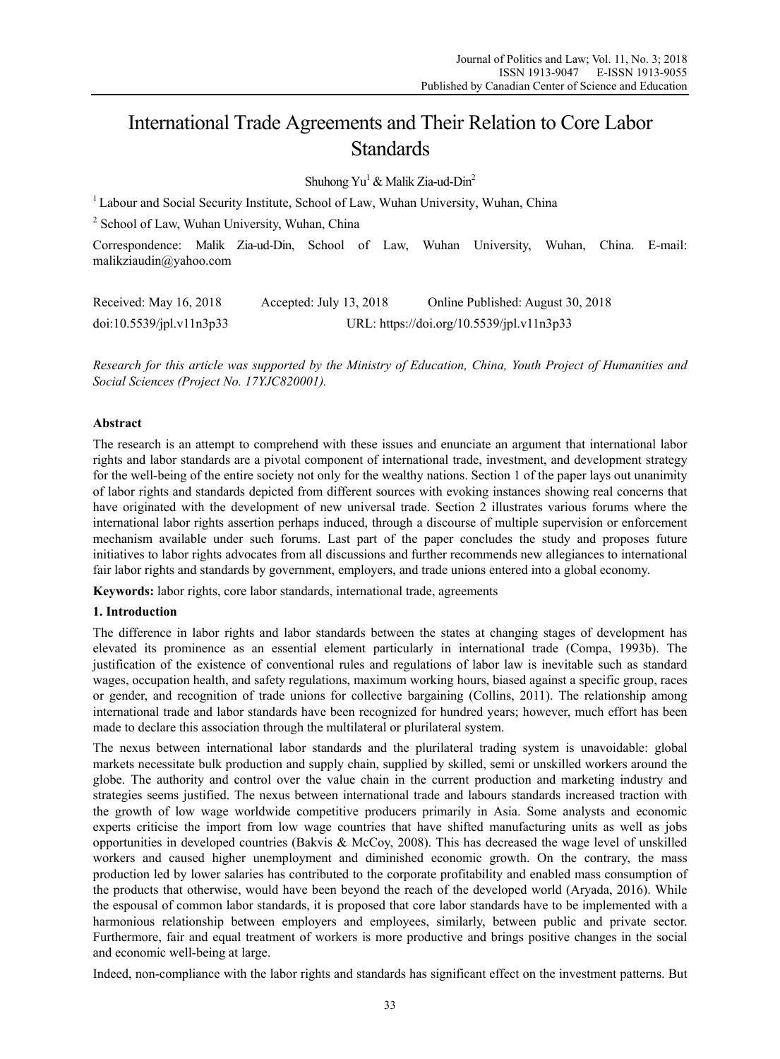# International Trade Agreements and Their Relation to Core Labor Standards

Shuhong Yu[1] & Malik Zia-ud-Din[2]

[1] Labour and Social Security Institute, School of Law, Wuhan University, Wuhan, China

[2] School of Law, Wuhan University, Wuhan, China

Correspondence: Malik Zia-ud-Din, School of Law, Wuhan University, Wuhan, China. E-mail: malikziaudin@yahoo.com

Received: May 16, 2018 Accepted: July 13, 2018 Online Published: August 30, 2018

doi:10.5539/jpl.v11n3p33 URL: https://doi.org/10.5539/jpl.v11n3p33

*Research for this article was supported by the Ministry of Education, China, Youth Project of Humanities and Social Sciences (Project No. 17YJC820001).*

**Abstract**

The research is an attempt to comprehend with these issues and enunciate an argument that international labor rights and labor standards are a pivotal component of international trade, investment, and development strategy for the well-being of the entire society not only for the wealthy nations. Section 1 of the paper lays out unanimity of labor rights and standards depicted from different sources with evoking instances showing real concerns that have originated with the development of new universal trade. Section 2 illustrates various forums where the international labor rights assertion perhaps induced, through a discourse of multiple supervision or enforcement mechanism available under such forums. Last part of the paper concludes the study and proposes future initiatives to labor rights advocates from all discussions and further recommends new allegiances to international fair labor rights and standards by government, employers, and trade unions entered into a global economy.

**Keywords:** labor rights, core labor standards, international trade, agreements

## 1. Introduction

The difference in labor rights and labor standards between the states at changing stages of development has elevated its prominence as an essential element particularly in international trade (Compa, 1993b). The justification of the existence of conventional rules and regulations of labor law is inevitable such as standard wages, occupation health, and safety regulations, maximum working hours, biased against a specific group, races or gender, and recognition of trade unions for collective bargaining (Collins, 2011). The relationship among international trade and labor standards have been recognized for hundred years; however, much effort has been made to declare this association through the multilateral or plurilateral system.

The nexus between international labor standards and the plurilateral trading system is unavoidable: global markets necessitate bulk production and supply chain, supplied by skilled, semi or unskilled workers around the globe. The authority and control over the value chain in the current production and marketing industry and strategies seems justified. The nexus between international trade and labours standards increased traction with the growth of low wage worldwide competitive producers primarily in Asia. Some analysts and economic experts criticise the import from low wage countries that have shifted manufacturing units as well as jobs opportunities in developed countries (Bakvis & McCoy, 2008). This has decreased the wage level of unskilled workers and caused higher unemployment and diminished economic growth. On the contrary, the mass production led by lower salaries has contributed to the corporate profitability and enabled mass consumption of the products that otherwise, would have been beyond the reach of the developed world (Aryada, 2016). While the espousal of common labor standards, it is proposed that core labor standards have to be implemented with a harmonious relationship between employers and employees, similarly, between public and private sector. Furthermore, fair and equal treatment of workers is more productive and brings positive changes in the social and economic well-being at large.

Indeed, non-compliance with the labor rights and standards has significant effect on the investment patterns. But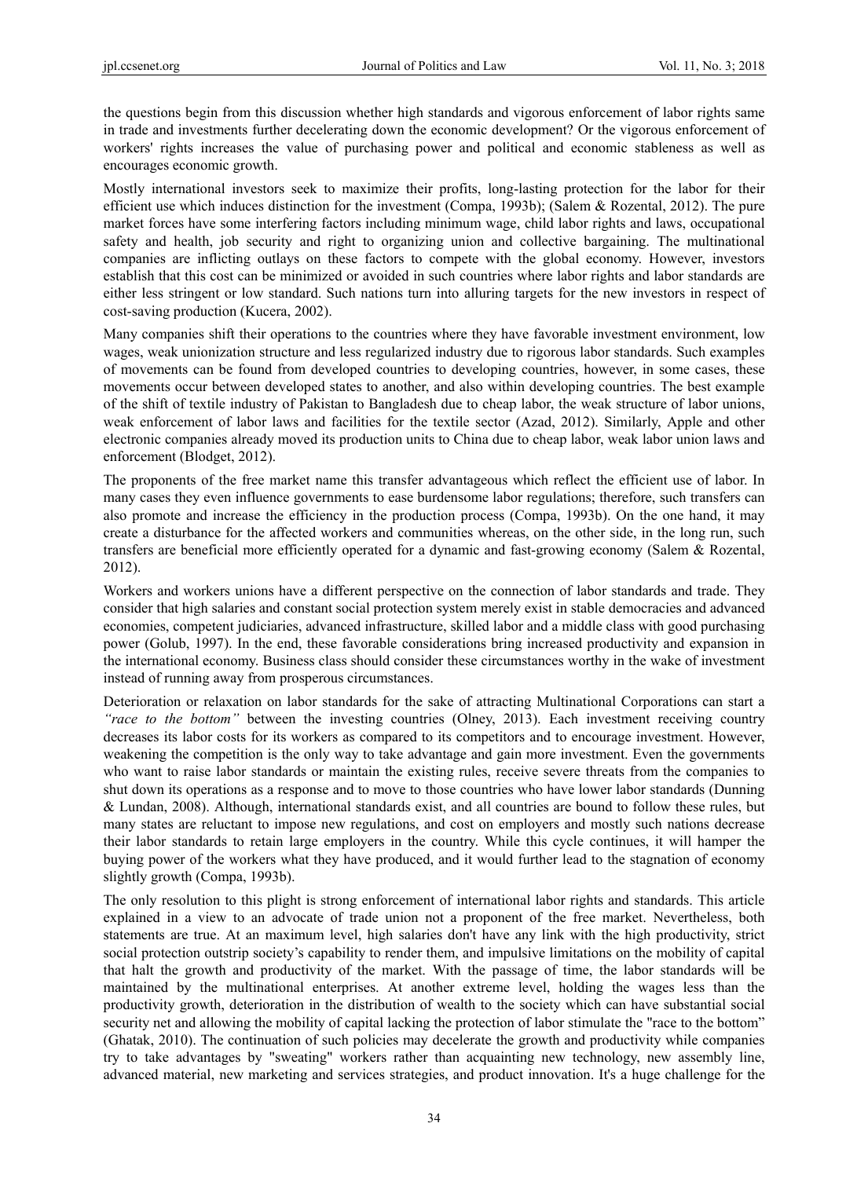the questions begin from this discussion whether high standards and vigorous enforcement of labor rights same in trade and investments further decelerating down the economic development? Or the vigorous enforcement of workers' rights increases the value of purchasing power and political and economic stableness as well as encourages economic growth.

Mostly international investors seek to maximize their profits, long-lasting protection for the labor for their efficient use which induces distinction for the investment (Compa, 1993b); (Salem & Rozental, 2012). The pure market forces have some interfering factors including minimum wage, child labor rights and laws, occupational safety and health, job security and right to organizing union and collective bargaining. The multinational companies are inflicting outlays on these factors to compete with the global economy. However, investors establish that this cost can be minimized or avoided in such countries where labor rights and labor standards are either less stringent or low standard. Such nations turn into alluring targets for the new investors in respect of cost-saving production (Kucera, 2002).

Many companies shift their operations to the countries where they have favorable investment environment, low wages, weak unionization structure and less regularized industry due to rigorous labor standards. Such examples of movements can be found from developed countries to developing countries, however, in some cases, these movements occur between developed states to another, and also within developing countries. The best example of the shift of textile industry of Pakistan to Bangladesh due to cheap labor, the weak structure of labor unions, weak enforcement of labor laws and facilities for the textile sector (Azad, 2012). Similarly, Apple and other electronic companies already moved its production units to China due to cheap labor, weak labor union laws and enforcement (Blodget, 2012).

The proponents of the free market name this transfer advantageous which reflect the efficient use of labor. In many cases they even influence governments to ease burdensome labor regulations; therefore, such transfers can also promote and increase the efficiency in the production process (Compa, 1993b). On the one hand, it may create a disturbance for the affected workers and communities whereas, on the other side, in the long run, such transfers are beneficial more efficiently operated for a dynamic and fast-growing economy (Salem & Rozental, 2012).

Workers and workers unions have a different perspective on the connection of labor standards and trade. They consider that high salaries and constant social protection system merely exist in stable democracies and advanced economies, competent judiciaries, advanced infrastructure, skilled labor and a middle class with good purchasing power (Golub, 1997). In the end, these favorable considerations bring increased productivity and expansion in the international economy. Business class should consider these circumstances worthy in the wake of investment instead of running away from prosperous circumstances.

Deterioration or relaxation on labor standards for the sake of attracting Multinational Corporations can start a *"race to the bottom"* between the investing countries (Olney, 2013). Each investment receiving country decreases its labor costs for its workers as compared to its competitors and to encourage investment. However, weakening the competition is the only way to take advantage and gain more investment. Even the governments who want to raise labor standards or maintain the existing rules, receive severe threats from the companies to shut down its operations as a response and to move to those countries who have lower labor standards (Dunning & Lundan, 2008). Although, international standards exist, and all countries are bound to follow these rules, but many states are reluctant to impose new regulations, and cost on employers and mostly such nations decrease their labor standards to retain large employers in the country. While this cycle continues, it will hamper the buying power of the workers what they have produced, and it would further lead to the stagnation of economy slightly growth (Compa, 1993b).

The only resolution to this plight is strong enforcement of international labor rights and standards. This article explained in a view to an advocate of trade union not a proponent of the free market. Nevertheless, both statements are true. At an maximum level, high salaries don't have any link with the high productivity, strict social protection outstrip society's capability to render them, and impulsive limitations on the mobility of capital that halt the growth and productivity of the market. With the passage of time, the labor standards will be maintained by the multinational enterprises. At another extreme level, holding the wages less than the productivity growth, deterioration in the distribution of wealth to the society which can have substantial social security net and allowing the mobility of capital lacking the protection of labor stimulate the "race to the bottom" (Ghatak, 2010). The continuation of such policies may decelerate the growth and productivity while companies try to take advantages by "sweating" workers rather than acquainting new technology, new assembly line, advanced material, new marketing and services strategies, and product innovation. It's a huge challenge for the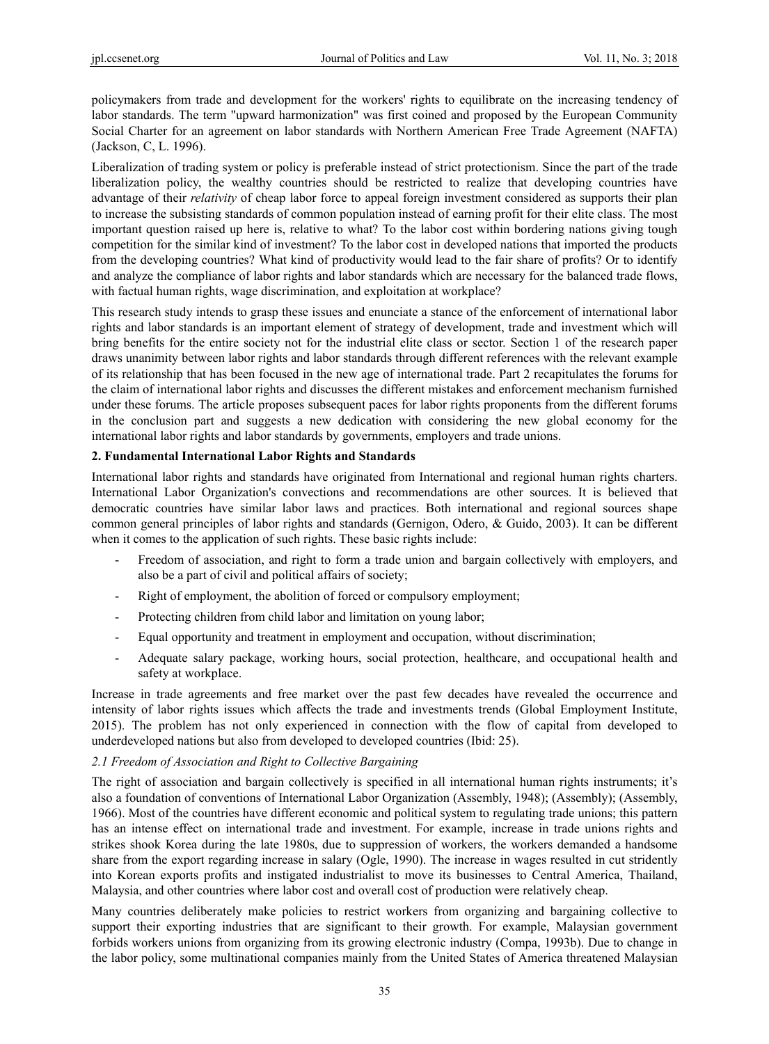policymakers from trade and development for the workers' rights to equilibrate on the increasing tendency of labor standards. The term "upward harmonization" was first coined and proposed by the European Community Social Charter for an agreement on labor standards with Northern American Free Trade Agreement (NAFTA) (Jackson, C, L. 1996).

Liberalization of trading system or policy is preferable instead of strict protectionism. Since the part of the trade liberalization policy, the wealthy countries should be restricted to realize that developing countries have advantage of their *relativity* of cheap labor force to appeal foreign investment considered as supports their plan to increase the subsisting standards of common population instead of earning profit for their elite class. The most important question raised up here is, relative to what? To the labor cost within bordering nations giving tough competition for the similar kind of investment? To the labor cost in developed nations that imported the products from the developing countries? What kind of productivity would lead to the fair share of profits? Or to identify and analyze the compliance of labor rights and labor standards which are necessary for the balanced trade flows, with factual human rights, wage discrimination, and exploitation at workplace?

This research study intends to grasp these issues and enunciate a stance of the enforcement of international labor rights and labor standards is an important element of strategy of development, trade and investment which will bring benefits for the entire society not for the industrial elite class or sector. Section 1 of the research paper draws unanimity between labor rights and labor standards through different references with the relevant example of its relationship that has been focused in the new age of international trade. Part 2 recapitulates the forums for the claim of international labor rights and discusses the different mistakes and enforcement mechanism furnished under these forums. The article proposes subsequent paces for labor rights proponents from the different forums in the conclusion part and suggests a new dedication with considering the new global economy for the international labor rights and labor standards by governments, employers and trade unions.

## 2. Fundamental International Labor Rights and Standards

International labor rights and standards have originated from International and regional human rights charters. International Labor Organization's convections and recommendations are other sources. It is believed that democratic countries have similar labor laws and practices. Both international and regional sources shape common general principles of labor rights and standards (Gernigon, Odero, & Guido, 2003). It can be different when it comes to the application of such rights. These basic rights include:

- Freedom of association, and right to form a trade union and bargain collectively with employers, and also be a part of civil and political affairs of society;
- Right of employment, the abolition of forced or compulsory employment;
- Protecting children from child labor and limitation on young labor;
- Equal opportunity and treatment in employment and occupation, without discrimination;
- Adequate salary package, working hours, social protection, healthcare, and occupational health and safety at workplace.

Increase in trade agreements and free market over the past few decades have revealed the occurrence and intensity of labor rights issues which affects the trade and investments trends (Global Employment Institute, 2015). The problem has not only experienced in connection with the flow of capital from developed to underdeveloped nations but also from developed to developed countries (Ibid: 25).

### *2.1 Freedom of Association and Right to Collective Bargaining*

The right of association and bargain collectively is specified in all international human rights instruments; it's also a foundation of conventions of International Labor Organization (Assembly, 1948); (Assembly); (Assembly, 1966). Most of the countries have different economic and political system to regulating trade unions; this pattern has an intense effect on international trade and investment. For example, increase in trade unions rights and strikes shook Korea during the late 1980s, due to suppression of workers, the workers demanded a handsome share from the export regarding increase in salary (Ogle, 1990). The increase in wages resulted in cut stridently into Korean exports profits and instigated industrialist to move its businesses to Central America, Thailand, Malaysia, and other countries where labor cost and overall cost of production were relatively cheap.

Many countries deliberately make policies to restrict workers from organizing and bargaining collective to support their exporting industries that are significant to their growth. For example, Malaysian government forbids workers unions from organizing from its growing electronic industry (Compa, 1993b). Due to change in the labor policy, some multinational companies mainly from the United States of America threatened Malaysian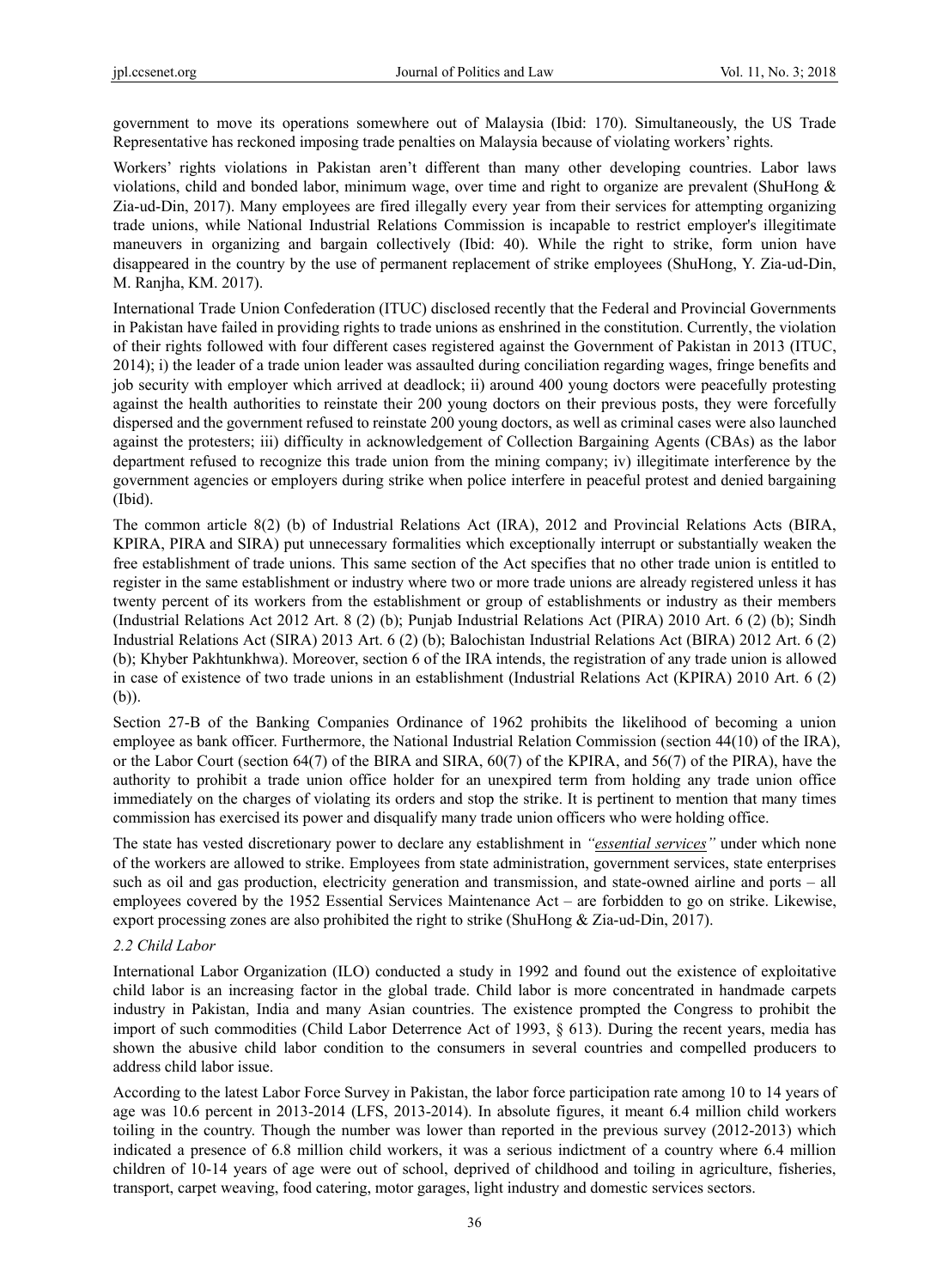government to move its operations somewhere out of Malaysia (Ibid: 170). Simultaneously, the US Trade Representative has reckoned imposing trade penalties on Malaysia because of violating workers' rights.

Workers' rights violations in Pakistan aren't different than many other developing countries. Labor laws violations, child and bonded labor, minimum wage, over time and right to organize are prevalent (ShuHong & Zia-ud-Din, 2017). Many employees are fired illegally every year from their services for attempting organizing trade unions, while National Industrial Relations Commission is incapable to restrict employer's illegitimate maneuvers in organizing and bargain collectively (Ibid: 40). While the right to strike, form union have disappeared in the country by the use of permanent replacement of strike employees (ShuHong, Y. Zia-ud-Din, M. Ranjha, KM. 2017).

International Trade Union Confederation (ITUC) disclosed recently that the Federal and Provincial Governments in Pakistan have failed in providing rights to trade unions as enshrined in the constitution. Currently, the violation of their rights followed with four different cases registered against the Government of Pakistan in 2013 (ITUC, 2014); i) the leader of a trade union leader was assaulted during conciliation regarding wages, fringe benefits and job security with employer which arrived at deadlock; ii) around 400 young doctors were peacefully protesting against the health authorities to reinstate their 200 young doctors on their previous posts, they were forcefully dispersed and the government refused to reinstate 200 young doctors, as well as criminal cases were also launched against the protesters; iii) difficulty in acknowledgement of Collection Bargaining Agents (CBAs) as the labor department refused to recognize this trade union from the mining company; iv) illegitimate interference by the government agencies or employers during strike when police interfere in peaceful protest and denied bargaining (Ibid).

The common article 8(2) (b) of Industrial Relations Act (IRA), 2012 and Provincial Relations Acts (BIRA, KPIRA, PIRA and SIRA) put unnecessary formalities which exceptionally interrupt or substantially weaken the free establishment of trade unions. This same section of the Act specifies that no other trade union is entitled to register in the same establishment or industry where two or more trade unions are already registered unless it has twenty percent of its workers from the establishment or group of establishments or industry as their members (Industrial Relations Act 2012 Art. 8 (2) (b); Punjab Industrial Relations Act (PIRA) 2010 Art. 6 (2) (b); Sindh Industrial Relations Act (SIRA) 2013 Art. 6 (2) (b); Balochistan Industrial Relations Act (BIRA) 2012 Art. 6 (2) (b); Khyber Pakhtunkhwa). Moreover, section 6 of the IRA intends, the registration of any trade union is allowed in case of existence of two trade unions in an establishment (Industrial Relations Act (KPIRA) 2010 Art. 6 (2) (b)).

Section 27-B of the Banking Companies Ordinance of 1962 prohibits the likelihood of becoming a union employee as bank officer. Furthermore, the National Industrial Relation Commission (section 44(10) of the IRA), or the Labor Court (section 64(7) of the BIRA and SIRA, 60(7) of the KPIRA, and 56(7) of the PIRA), have the authority to prohibit a trade union office holder for an unexpired term from holding any trade union office immediately on the charges of violating its orders and stop the strike. It is pertinent to mention that many times commission has exercised its power and disqualify many trade union officers who were holding office.

The state has vested discretionary power to declare any establishment in *"essential services"* under which none of the workers are allowed to strike. Employees from state administration, government services, state enterprises such as oil and gas production, electricity generation and transmission, and state-owned airline and ports – all employees covered by the 1952 Essential Services Maintenance Act – are forbidden to go on strike. Likewise, export processing zones are also prohibited the right to strike (ShuHong & Zia-ud-Din, 2017).

### 2.2 Child Labor

International Labor Organization (ILO) conducted a study in 1992 and found out the existence of exploitative child labor is an increasing factor in the global trade. Child labor is more concentrated in handmade carpets industry in Pakistan, India and many Asian countries. The existence prompted the Congress to prohibit the import of such commodities (Child Labor Deterrence Act of 1993, § 613). During the recent years, media has shown the abusive child labor condition to the consumers in several countries and compelled producers to address child labor issue.

According to the latest Labor Force Survey in Pakistan, the labor force participation rate among 10 to 14 years of age was 10.6 percent in 2013-2014 (LFS, 2013-2014). In absolute figures, it meant 6.4 million child workers toiling in the country. Though the number was lower than reported in the previous survey (2012-2013) which indicated a presence of 6.8 million child workers, it was a serious indictment of a country where 6.4 million children of 10-14 years of age were out of school, deprived of childhood and toiling in agriculture, fisheries, transport, carpet weaving, food catering, motor garages, light industry and domestic services sectors.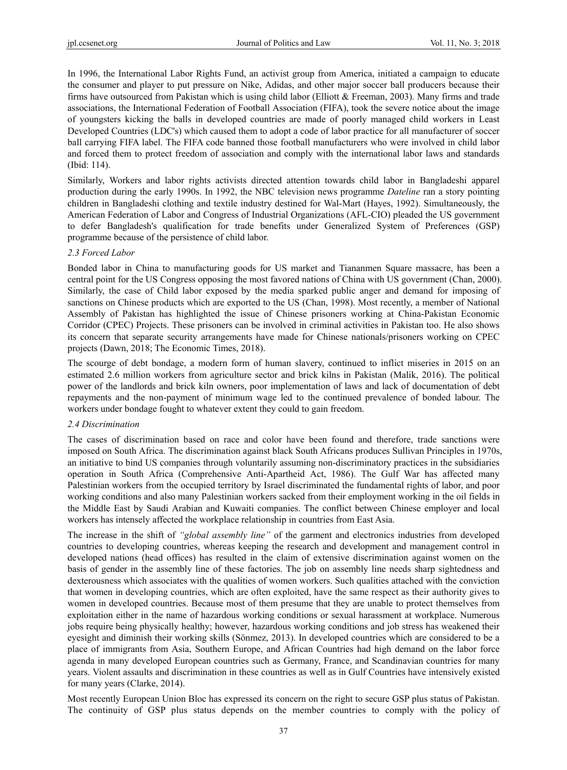In 1996, the International Labor Rights Fund, an activist group from America, initiated a campaign to educate the consumer and player to put pressure on Nike, Adidas, and other major soccer ball producers because their firms have outsourced from Pakistan which is using child labor (Elliott & Freeman, 2003). Many firms and trade associations, the International Federation of Football Association (FIFA), took the severe notice about the image of youngsters kicking the balls in developed countries are made of poorly managed child workers in Least Developed Countries (LDC's) which caused them to adopt a code of labor practice for all manufacturer of soccer ball carrying FIFA label. The FIFA code banned those football manufacturers who were involved in child labor and forced them to protect freedom of association and comply with the international labor laws and standards (Ibid: 114).

Similarly, Workers and labor rights activists directed attention towards child labor in Bangladeshi apparel production during the early 1990s. In 1992, the NBC television news programme *Dateline* ran a story pointing children in Bangladeshi clothing and textile industry destined for Wal-Mart (Hayes, 1992). Simultaneously, the American Federation of Labor and Congress of Industrial Organizations (AFL-CIO) pleaded the US government to defer Bangladesh's qualification for trade benefits under Generalized System of Preferences (GSP) programme because of the persistence of child labor.

### *2.3 Forced Labor*

Bonded labor in China to manufacturing goods for US market and Tiananmen Square massacre, has been a central point for the US Congress opposing the most favored nations of China with US government (Chan, 2000). Similarly, the case of Child labor exposed by the media sparked public anger and demand for imposing of sanctions on Chinese products which are exported to the US (Chan, 1998). Most recently, a member of National Assembly of Pakistan has highlighted the issue of Chinese prisoners working at China-Pakistan Economic Corridor (CPEC) Projects. These prisoners can be involved in criminal activities in Pakistan too. He also shows its concern that separate security arrangements have made for Chinese nationals/prisoners working on CPEC projects (Dawn, 2018; The Economic Times, 2018).

The scourge of debt bondage, a modern form of human slavery, continued to inflict miseries in 2015 on an estimated 2.6 million workers from agriculture sector and brick kilns in Pakistan (Malik, 2016). The political power of the landlords and brick kiln owners, poor implementation of laws and lack of documentation of debt repayments and the non-payment of minimum wage led to the continued prevalence of bonded labour. The workers under bondage fought to whatever extent they could to gain freedom.

### *2.4 Discrimination*

The cases of discrimination based on race and color have been found and therefore, trade sanctions were imposed on South Africa. The discrimination against black South Africans produces Sullivan Principles in 1970s, an initiative to bind US companies through voluntarily assuming non-discriminatory practices in the subsidiaries operation in South Africa (Comprehensive Anti-Apartheid Act, 1986). The Gulf War has affected many Palestinian workers from the occupied territory by Israel discriminated the fundamental rights of labor, and poor working conditions and also many Palestinian workers sacked from their employment working in the oil fields in the Middle East by Saudi Arabian and Kuwaiti companies. The conflict between Chinese employer and local workers has intensely affected the workplace relationship in countries from East Asia.

The increase in the shift of *"global assembly line"* of the garment and electronics industries from developed countries to developing countries, whereas keeping the research and development and management control in developed nations (head offices) has resulted in the claim of extensive discrimination against women on the basis of gender in the assembly line of these factories. The job on assembly line needs sharp sightedness and dexterousness which associates with the qualities of women workers. Such qualities attached with the conviction that women in developing countries, which are often exploited, have the same respect as their authority gives to women in developed countries. Because most of them presume that they are unable to protect themselves from exploitation either in the name of hazardous working conditions or sexual harassment at workplace. Numerous jobs require being physically healthy; however, hazardous working conditions and job stress has weakened their eyesight and diminish their working skills (Sönmez, 2013). In developed countries which are considered to be a place of immigrants from Asia, Southern Europe, and African Countries had high demand on the labor force agenda in many developed European countries such as Germany, France, and Scandinavian countries for many years. Violent assaults and discrimination in these countries as well as in Gulf Countries have intensively existed for many years (Clarke, 2014).

Most recently European Union Bloc has expressed its concern on the right to secure GSP plus status of Pakistan. The continuity of GSP plus status depends on the member countries to comply with the policy of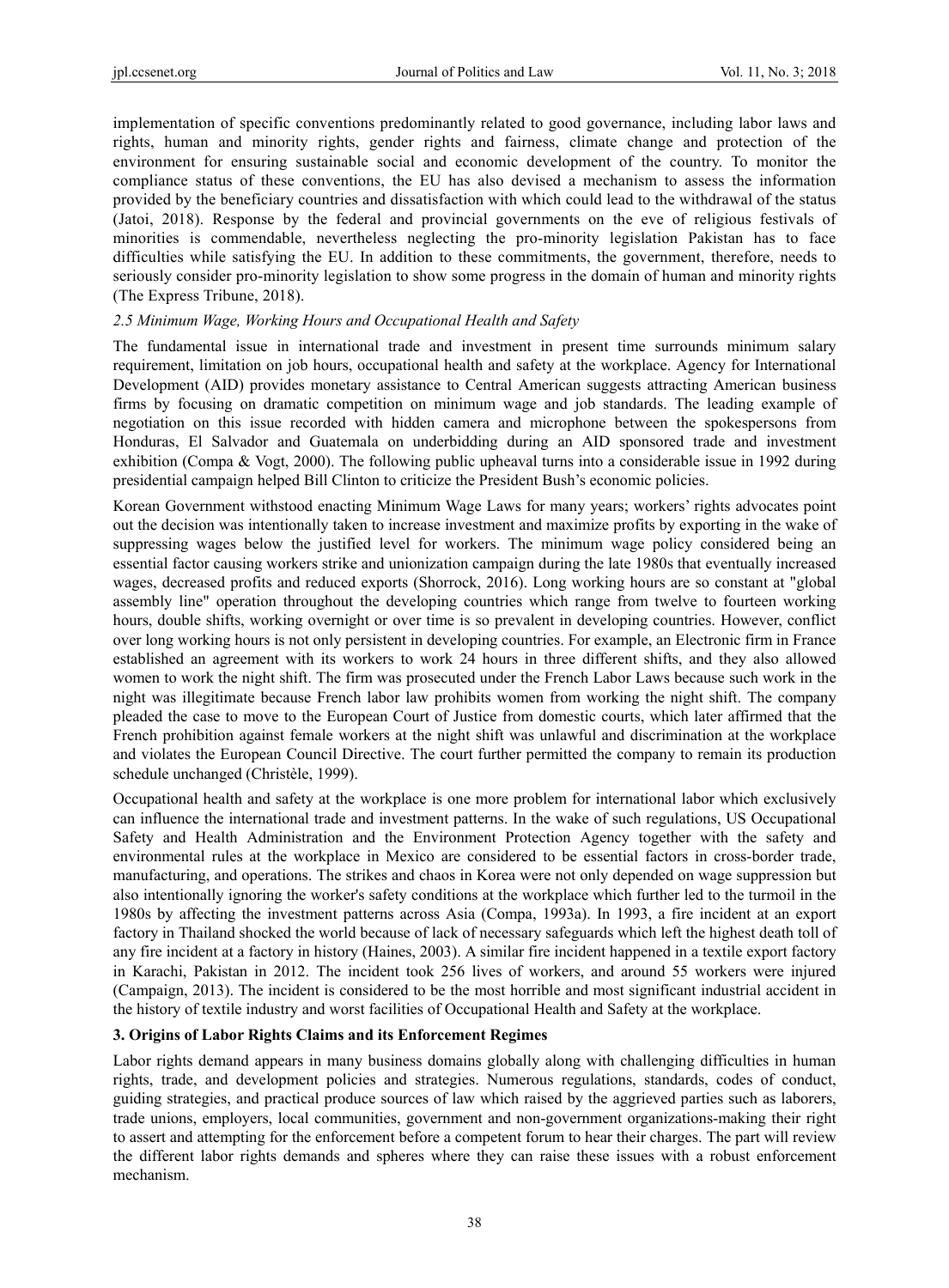implementation of specific conventions predominantly related to good governance, including labor laws and rights, human and minority rights, gender rights and fairness, climate change and protection of the environment for ensuring sustainable social and economic development of the country. To monitor the compliance status of these conventions, the EU has also devised a mechanism to assess the information provided by the beneficiary countries and dissatisfaction with which could lead to the withdrawal of the status (Jatoi, 2018). Response by the federal and provincial governments on the eve of religious festivals of minorities is commendable, nevertheless neglecting the pro-minority legislation Pakistan has to face difficulties while satisfying the EU. In addition to these commitments, the government, therefore, needs to seriously consider pro-minority legislation to show some progress in the domain of human and minority rights (The Express Tribune, 2018).

### *2.5 Minimum Wage, Working Hours and Occupational Health and Safety*

The fundamental issue in international trade and investment in present time surrounds minimum salary requirement, limitation on job hours, occupational health and safety at the workplace. Agency for International Development (AID) provides monetary assistance to Central American suggests attracting American business firms by focusing on dramatic competition on minimum wage and job standards. The leading example of negotiation on this issue recorded with hidden camera and microphone between the spokespersons from Honduras, El Salvador and Guatemala on underbidding during an AID sponsored trade and investment exhibition (Compa & Vogt, 2000). The following public upheaval turns into a considerable issue in 1992 during presidential campaign helped Bill Clinton to criticize the President Bush's economic policies.

Korean Government withstood enacting Minimum Wage Laws for many years; workers' rights advocates point out the decision was intentionally taken to increase investment and maximize profits by exporting in the wake of suppressing wages below the justified level for workers. The minimum wage policy considered being an essential factor causing workers strike and unionization campaign during the late 1980s that eventually increased wages, decreased profits and reduced exports (Shorrock, 2016). Long working hours are so constant at "global assembly line" operation throughout the developing countries which range from twelve to fourteen working hours, double shifts, working overnight or over time is so prevalent in developing countries. However, conflict over long working hours is not only persistent in developing countries. For example, an Electronic firm in France established an agreement with its workers to work 24 hours in three different shifts, and they also allowed women to work the night shift. The firm was prosecuted under the French Labor Laws because such work in the night was illegitimate because French labor law prohibits women from working the night shift. The company pleaded the case to move to the European Court of Justice from domestic courts, which later affirmed that the French prohibition against female workers at the night shift was unlawful and discrimination at the workplace and violates the European Council Directive. The court further permitted the company to remain its production schedule unchanged (Christèle, 1999).

Occupational health and safety at the workplace is one more problem for international labor which exclusively can influence the international trade and investment patterns. In the wake of such regulations, US Occupational Safety and Health Administration and the Environment Protection Agency together with the safety and environmental rules at the workplace in Mexico are considered to be essential factors in cross-border trade, manufacturing, and operations. The strikes and chaos in Korea were not only depended on wage suppression but also intentionally ignoring the worker's safety conditions at the workplace which further led to the turmoil in the 1980s by affecting the investment patterns across Asia (Compa, 1993a). In 1993, a fire incident at an export factory in Thailand shocked the world because of lack of necessary safeguards which left the highest death toll of any fire incident at a factory in history (Haines, 2003). A similar fire incident happened in a textile export factory in Karachi, Pakistan in 2012. The incident took 256 lives of workers, and around 55 workers were injured (Campaign, 2013). The incident is considered to be the most horrible and most significant industrial accident in the history of textile industry and worst facilities of Occupational Health and Safety at the workplace.

## 3. Origins of Labor Rights Claims and its Enforcement Regimes

Labor rights demand appears in many business domains globally along with challenging difficulties in human rights, trade, and development policies and strategies. Numerous regulations, standards, codes of conduct, guiding strategies, and practical produce sources of law which raised by the aggrieved parties such as laborers, trade unions, employers, local communities, government and non-government organizations-making their right to assert and attempting for the enforcement before a competent forum to hear their charges. The part will review the different labor rights demands and spheres where they can raise these issues with a robust enforcement mechanism.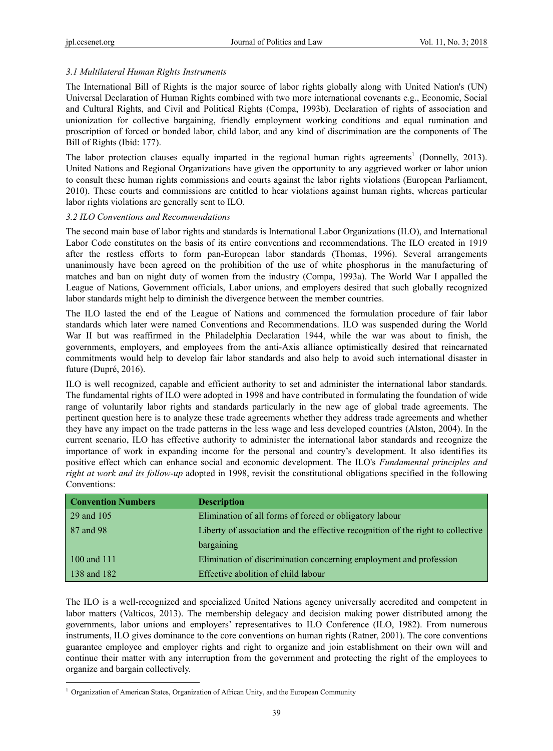*3.1 Multilateral Human Rights Instruments*

The International Bill of Rights is the major source of labor rights globally along with United Nation's (UN) Universal Declaration of Human Rights combined with two more international covenants e.g., Economic, Social and Cultural Rights, and Civil and Political Rights (Compa, 1993b). Declaration of rights of association and unionization for collective bargaining, friendly employment working conditions and equal rumination and proscription of forced or bonded labor, child labor, and any kind of discrimination are the components of The Bill of Rights (Ibid: 177).

The labor protection clauses equally imparted in the regional human rights agreements[1] (Donnelly, 2013). United Nations and Regional Organizations have given the opportunity to any aggrieved worker or labor union to consult these human rights commissions and courts against the labor rights violations (European Parliament, 2010). These courts and commissions are entitled to hear violations against human rights, whereas particular labor rights violations are generally sent to ILO.

*3.2 ILO Conventions and Recommendations*

The second main base of labor rights and standards is International Labor Organizations (ILO), and International Labor Code constitutes on the basis of its entire conventions and recommendations. The ILO created in 1919 after the restless efforts to form pan-European labor standards (Thomas, 1996). Several arrangements unanimously have been agreed on the prohibition of the use of white phosphorus in the manufacturing of matches and ban on night duty of women from the industry (Compa, 1993a). The World War I appalled the League of Nations, Government officials, Labor unions, and employers desired that such globally recognized labor standards might help to diminish the divergence between the member countries.

The ILO lasted the end of the League of Nations and commenced the formulation procedure of fair labor standards which later were named Conventions and Recommendations. ILO was suspended during the World War II but was reaffirmed in the Philadelphia Declaration 1944, while the war was about to finish, the governments, employers, and employees from the anti-Axis alliance optimistically desired that reincarnated commitments would help to develop fair labor standards and also help to avoid such international disaster in future (Dupré, 2016).

ILO is well recognized, capable and efficient authority to set and administer the international labor standards. The fundamental rights of ILO were adopted in 1998 and have contributed in formulating the foundation of wide range of voluntarily labor rights and standards particularly in the new age of global trade agreements. The pertinent question here is to analyze these trade agreements whether they address trade agreements and whether they have any impact on the trade patterns in the less wage and less developed countries (Alston, 2004). In the current scenario, ILO has effective authority to administer the international labor standards and recognize the importance of work in expanding income for the personal and country's development. It also identifies its positive effect which can enhance social and economic development. The ILO's *Fundamental principles and right at work and its follow-up* adopted in 1998, revisit the constitutional obligations specified in the following Conventions:

| Convention Numbers | Description |
| --- | --- |
| 29 and 105 | Elimination of all forms of forced or obligatory labour |
| 87 and 98 | Liberty of association and the effective recognition of the right to collective bargaining |
| 100 and 111 | Elimination of discrimination concerning employment and profession |
| 138 and 182 | Effective abolition of child labour |

The ILO is a well-recognized and specialized United Nations agency universally accredited and competent in labor matters (Valticos, 2013). The membership delegacy and decision making power distributed among the governments, labor unions and employers' representatives to ILO Conference (ILO, 1982). From numerous instruments, ILO gives dominance to the core conventions on human rights (Ratner, 2001). The core conventions guarantee employee and employer rights and right to organize and join establishment on their own will and continue their matter with any interruption from the government and protecting the right of the employees to organize and bargain collectively.

[1] Organization of American States, Organization of African Unity, and the European Community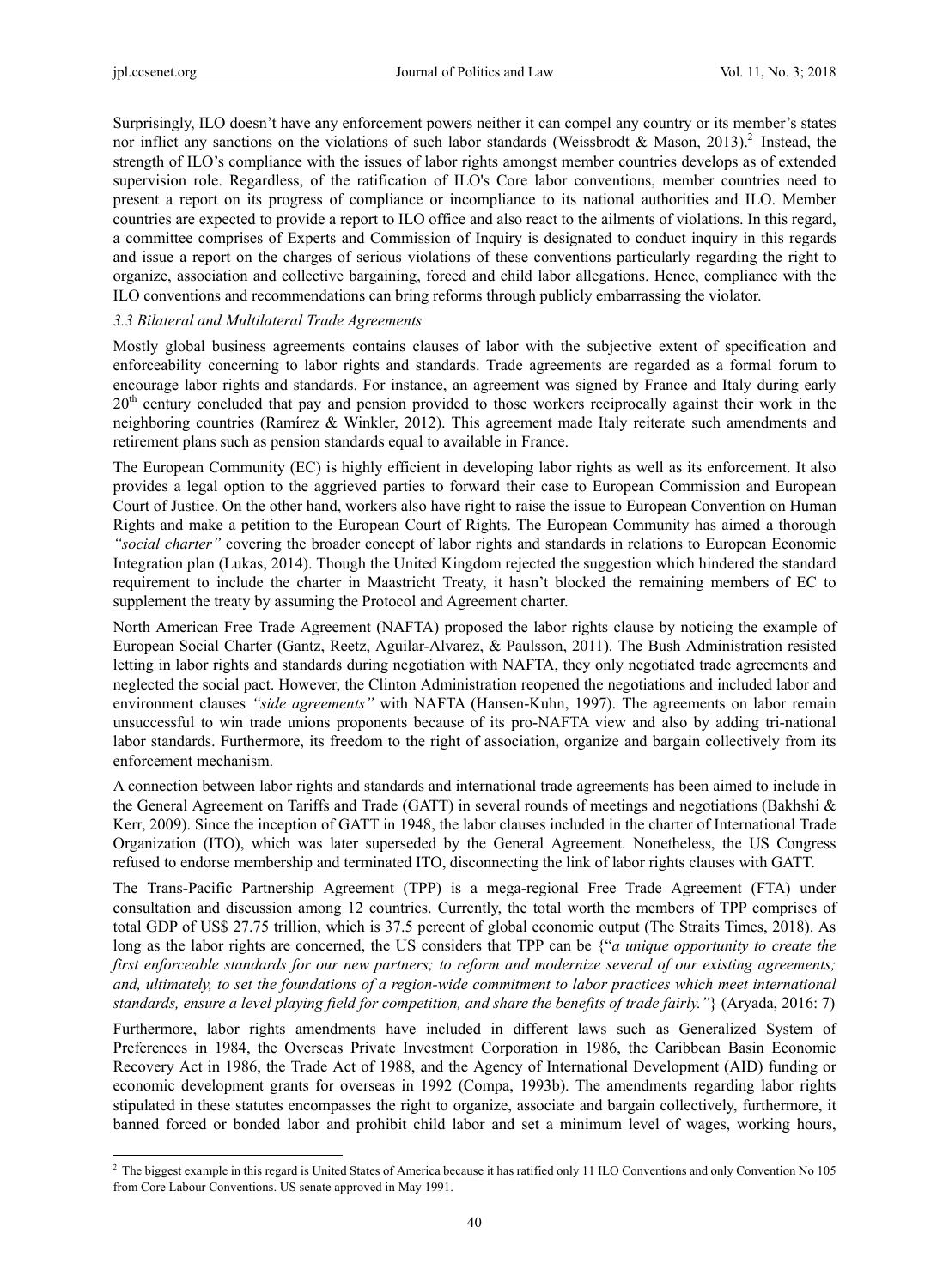Surprisingly, ILO doesn't have any enforcement powers neither it can compel any country or its member's states nor inflict any sanctions on the violations of such labor standards (Weissbrodt & Mason, 2013).[2] Instead, the strength of ILO's compliance with the issues of labor rights amongst member countries develops as of extended supervision role. Regardless, of the ratification of ILO's Core labor conventions, member countries need to present a report on its progress of compliance or incompliance to its national authorities and ILO. Member countries are expected to provide a report to ILO office and also react to the ailments of violations. In this regard, a committee comprises of Experts and Commission of Inquiry is designated to conduct inquiry in this regards and issue a report on the charges of serious violations of these conventions particularly regarding the right to organize, association and collective bargaining, forced and child labor allegations. Hence, compliance with the ILO conventions and recommendations can bring reforms through publicly embarrassing the violator.

### *3.3 Bilateral and Multilateral Trade Agreements*

Mostly global business agreements contains clauses of labor with the subjective extent of specification and enforceability concerning to labor rights and standards. Trade agreements are regarded as a formal forum to encourage labor rights and standards. For instance, an agreement was signed by France and Italy during early 20th century concluded that pay and pension provided to those workers reciprocally against their work in the neighboring countries (Ramírez & Winkler, 2012). This agreement made Italy reiterate such amendments and retirement plans such as pension standards equal to available in France.

The European Community (EC) is highly efficient in developing labor rights as well as its enforcement. It also provides a legal option to the aggrieved parties to forward their case to European Commission and European Court of Justice. On the other hand, workers also have right to raise the issue to European Convention on Human Rights and make a petition to the European Court of Rights. The European Community has aimed a thorough *"social charter"* covering the broader concept of labor rights and standards in relations to European Economic Integration plan (Lukas, 2014). Though the United Kingdom rejected the suggestion which hindered the standard requirement to include the charter in Maastricht Treaty, it hasn't blocked the remaining members of EC to supplement the treaty by assuming the Protocol and Agreement charter.

North American Free Trade Agreement (NAFTA) proposed the labor rights clause by noticing the example of European Social Charter (Gantz, Reetz, Aguilar-Alvarez, & Paulsson, 2011). The Bush Administration resisted letting in labor rights and standards during negotiation with NAFTA, they only negotiated trade agreements and neglected the social pact. However, the Clinton Administration reopened the negotiations and included labor and environment clauses *"side agreements"* with NAFTA (Hansen-Kuhn, 1997). The agreements on labor remain unsuccessful to win trade unions proponents because of its pro-NAFTA view and also by adding tri-national labor standards. Furthermore, its freedom to the right of association, organize and bargain collectively from its enforcement mechanism.

A connection between labor rights and standards and international trade agreements has been aimed to include in the General Agreement on Tariffs and Trade (GATT) in several rounds of meetings and negotiations (Bakhshi & Kerr, 2009). Since the inception of GATT in 1948, the labor clauses included in the charter of International Trade Organization (ITO), which was later superseded by the General Agreement. Nonetheless, the US Congress refused to endorse membership and terminated ITO, disconnecting the link of labor rights clauses with GATT.

The Trans-Pacific Partnership Agreement (TPP) is a mega-regional Free Trade Agreement (FTA) under consultation and discussion among 12 countries. Currently, the total worth the members of TPP comprises of total GDP of US$ 27.75 trillion, which is 37.5 percent of global economic output (The Straits Times, 2018). As long as the labor rights are concerned, the US considers that TPP can be {"*a unique opportunity to create the first enforceable standards for our new partners; to reform and modernize several of our existing agreements; and, ultimately, to set the foundations of a region-wide commitment to labor practices which meet international standards, ensure a level playing field for competition, and share the benefits of trade fairly."*} (Aryada, 2016: 7)

Furthermore, labor rights amendments have included in different laws such as Generalized System of Preferences in 1984, the Overseas Private Investment Corporation in 1986, the Caribbean Basin Economic Recovery Act in 1986, the Trade Act of 1988, and the Agency of International Development (AID) funding or economic development grants for overseas in 1992 (Compa, 1993b). The amendments regarding labor rights stipulated in these statutes encompasses the right to organize, associate and bargain collectively, furthermore, it banned forced or bonded labor and prohibit child labor and set a minimum level of wages, working hours,

---

[2] The biggest example in this regard is United States of America because it has ratified only 11 ILO Conventions and only Convention No 105 from Core Labour Conventions. US senate approved in May 1991.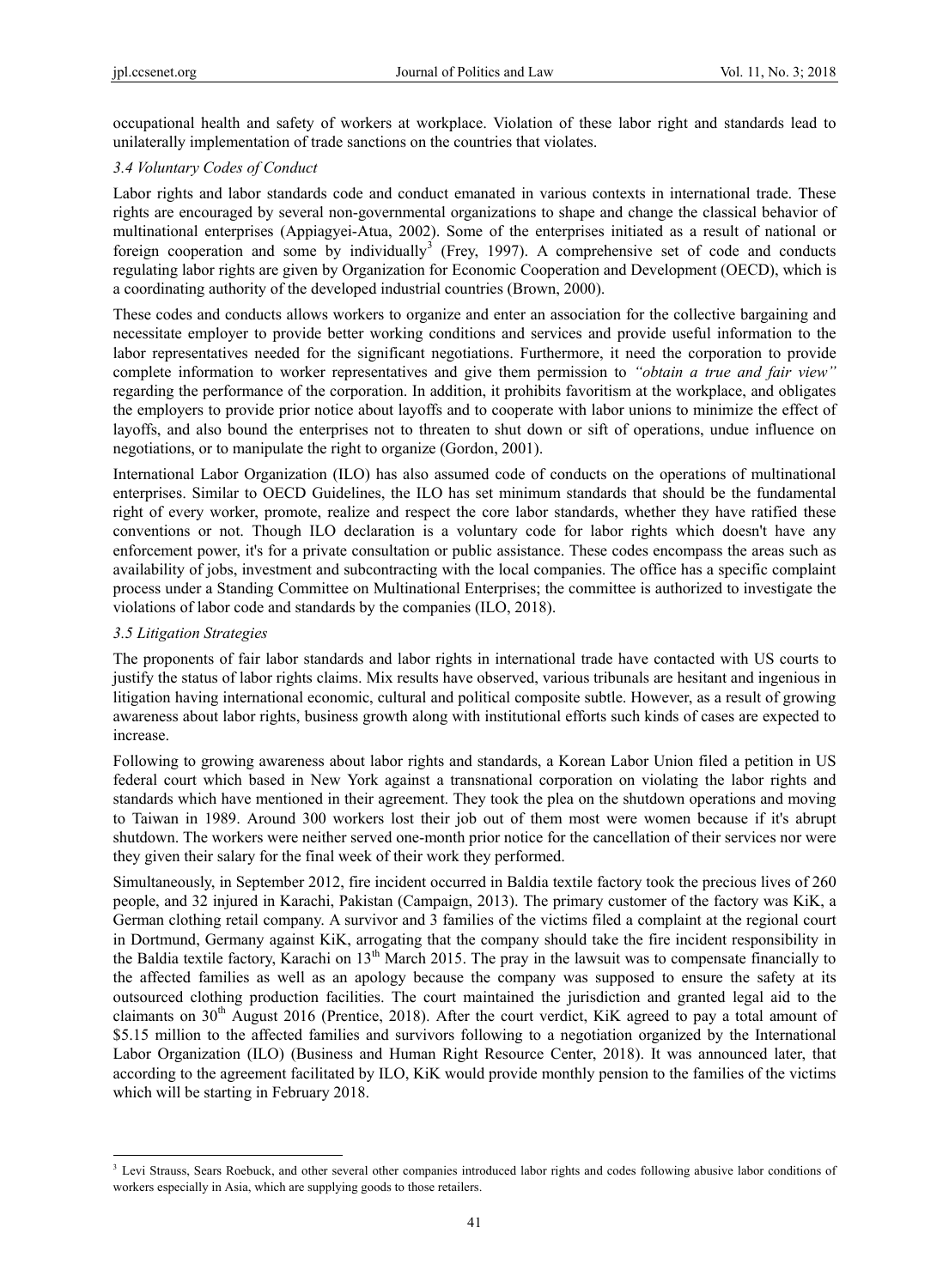occupational health and safety of workers at workplace. Violation of these labor right and standards lead to unilaterally implementation of trade sanctions on the countries that violates.

### *3.4 Voluntary Codes of Conduct*

Labor rights and labor standards code and conduct emanated in various contexts in international trade. These rights are encouraged by several non-governmental organizations to shape and change the classical behavior of multinational enterprises (Appiagyei-Atua, 2002). Some of the enterprises initiated as a result of national or foreign cooperation and some by individually[3] (Frey, 1997). A comprehensive set of code and conducts regulating labor rights are given by Organization for Economic Cooperation and Development (OECD), which is a coordinating authority of the developed industrial countries (Brown, 2000).

These codes and conducts allows workers to organize and enter an association for the collective bargaining and necessitate employer to provide better working conditions and services and provide useful information to the labor representatives needed for the significant negotiations. Furthermore, it need the corporation to provide complete information to worker representatives and give them permission to *"obtain a true and fair view"* regarding the performance of the corporation. In addition, it prohibits favoritism at the workplace, and obligates the employers to provide prior notice about layoffs and to cooperate with labor unions to minimize the effect of layoffs, and also bound the enterprises not to threaten to shut down or sift of operations, undue influence on negotiations, or to manipulate the right to organize (Gordon, 2001).

International Labor Organization (ILO) has also assumed code of conducts on the operations of multinational enterprises. Similar to OECD Guidelines, the ILO has set minimum standards that should be the fundamental right of every worker, promote, realize and respect the core labor standards, whether they have ratified these conventions or not. Though ILO declaration is a voluntary code for labor rights which doesn't have any enforcement power, it's for a private consultation or public assistance. These codes encompass the areas such as availability of jobs, investment and subcontracting with the local companies. The office has a specific complaint process under a Standing Committee on Multinational Enterprises; the committee is authorized to investigate the violations of labor code and standards by the companies (ILO, 2018).

### *3.5 Litigation Strategies*

The proponents of fair labor standards and labor rights in international trade have contacted with US courts to justify the status of labor rights claims. Mix results have observed, various tribunals are hesitant and ingenious in litigation having international economic, cultural and political composite subtle. However, as a result of growing awareness about labor rights, business growth along with institutional efforts such kinds of cases are expected to increase.

Following to growing awareness about labor rights and standards, a Korean Labor Union filed a petition in US federal court which based in New York against a transnational corporation on violating the labor rights and standards which have mentioned in their agreement. They took the plea on the shutdown operations and moving to Taiwan in 1989. Around 300 workers lost their job out of them most were women because if it's abrupt shutdown. The workers were neither served one-month prior notice for the cancellation of their services nor were they given their salary for the final week of their work they performed.

Simultaneously, in September 2012, fire incident occurred in Baldia textile factory took the precious lives of 260 people, and 32 injured in Karachi, Pakistan (Campaign, 2013). The primary customer of the factory was KiK, a German clothing retail company. A survivor and 3 families of the victims filed a complaint at the regional court in Dortmund, Germany against KiK, arrogating that the company should take the fire incident responsibility in the Baldia textile factory, Karachi on 13th March 2015. The pray in the lawsuit was to compensate financially to the affected families as well as an apology because the company was supposed to ensure the safety at its outsourced clothing production facilities. The court maintained the jurisdiction and granted legal aid to the claimants on 30th August 2016 (Prentice, 2018). After the court verdict, KiK agreed to pay a total amount of \$5.15 million to the affected families and survivors following to a negotiation organized by the International Labor Organization (ILO) (Business and Human Right Resource Center, 2018). It was announced later, that according to the agreement facilitated by ILO, KiK would provide monthly pension to the families of the victims which will be starting in February 2018.

---

[3] Levi Strauss, Sears Roebuck, and other several other companies introduced labor rights and codes following abusive labor conditions of workers especially in Asia, which are supplying goods to those retailers.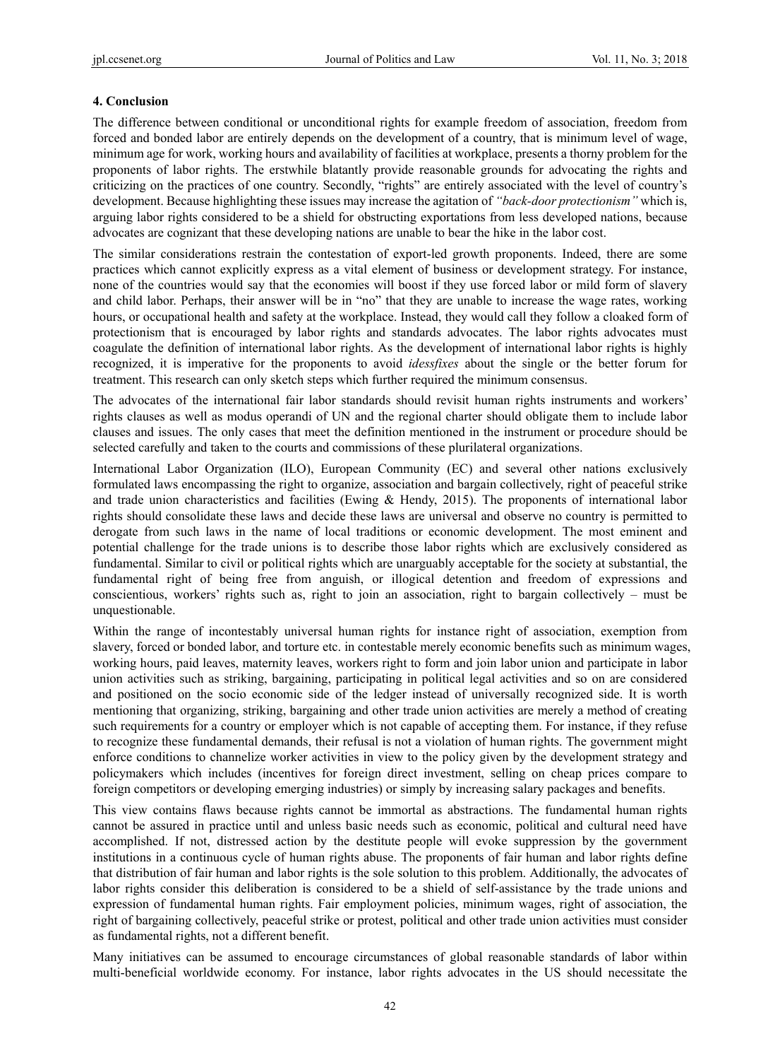## 4. Conclusion

The difference between conditional or unconditional rights for example freedom of association, freedom from forced and bonded labor are entirely depends on the development of a country, that is minimum level of wage, minimum age for work, working hours and availability of facilities at workplace, presents a thorny problem for the proponents of labor rights. The erstwhile blatantly provide reasonable grounds for advocating the rights and criticizing on the practices of one country. Secondly, "rights" are entirely associated with the level of country's development. Because highlighting these issues may increase the agitation of *"back-door protectionism"* which is, arguing labor rights considered to be a shield for obstructing exportations from less developed nations, because advocates are cognizant that these developing nations are unable to bear the hike in the labor cost.

The similar considerations restrain the contestation of export-led growth proponents. Indeed, there are some practices which cannot explicitly express as a vital element of business or development strategy. For instance, none of the countries would say that the economies will boost if they use forced labor or mild form of slavery and child labor. Perhaps, their answer will be in "no" that they are unable to increase the wage rates, working hours, or occupational health and safety at the workplace. Instead, they would call they follow a cloaked form of protectionism that is encouraged by labor rights and standards advocates. The labor rights advocates must coagulate the definition of international labor rights. As the development of international labor rights is highly recognized, it is imperative for the proponents to avoid *idessfixes* about the single or the better forum for treatment. This research can only sketch steps which further required the minimum consensus.

The advocates of the international fair labor standards should revisit human rights instruments and workers' rights clauses as well as modus operandi of UN and the regional charter should obligate them to include labor clauses and issues. The only cases that meet the definition mentioned in the instrument or procedure should be selected carefully and taken to the courts and commissions of these plurilateral organizations.

International Labor Organization (ILO), European Community (EC) and several other nations exclusively formulated laws encompassing the right to organize, association and bargain collectively, right of peaceful strike and trade union characteristics and facilities (Ewing & Hendy, 2015). The proponents of international labor rights should consolidate these laws and decide these laws are universal and observe no country is permitted to derogate from such laws in the name of local traditions or economic development. The most eminent and potential challenge for the trade unions is to describe those labor rights which are exclusively considered as fundamental. Similar to civil or political rights which are unarguably acceptable for the society at substantial, the fundamental right of being free from anguish, or illogical detention and freedom of expressions and conscientious, workers' rights such as, right to join an association, right to bargain collectively – must be unquestionable.

Within the range of incontestably universal human rights for instance right of association, exemption from slavery, forced or bonded labor, and torture etc. in contestable merely economic benefits such as minimum wages, working hours, paid leaves, maternity leaves, workers right to form and join labor union and participate in labor union activities such as striking, bargaining, participating in political legal activities and so on are considered and positioned on the socio economic side of the ledger instead of universally recognized side. It is worth mentioning that organizing, striking, bargaining and other trade union activities are merely a method of creating such requirements for a country or employer which is not capable of accepting them. For instance, if they refuse to recognize these fundamental demands, their refusal is not a violation of human rights. The government might enforce conditions to channelize worker activities in view to the policy given by the development strategy and policymakers which includes (incentives for foreign direct investment, selling on cheap prices compare to foreign competitors or developing emerging industries) or simply by increasing salary packages and benefits.

This view contains flaws because rights cannot be immortal as abstractions. The fundamental human rights cannot be assured in practice until and unless basic needs such as economic, political and cultural need have accomplished. If not, distressed action by the destitute people will evoke suppression by the government institutions in a continuous cycle of human rights abuse. The proponents of fair human and labor rights define that distribution of fair human and labor rights is the sole solution to this problem. Additionally, the advocates of labor rights consider this deliberation is considered to be a shield of self-assistance by the trade unions and expression of fundamental human rights. Fair employment policies, minimum wages, right of association, the right of bargaining collectively, peaceful strike or protest, political and other trade union activities must consider as fundamental rights, not a different benefit.

Many initiatives can be assumed to encourage circumstances of global reasonable standards of labor within multi-beneficial worldwide economy. For instance, labor rights advocates in the US should necessitate the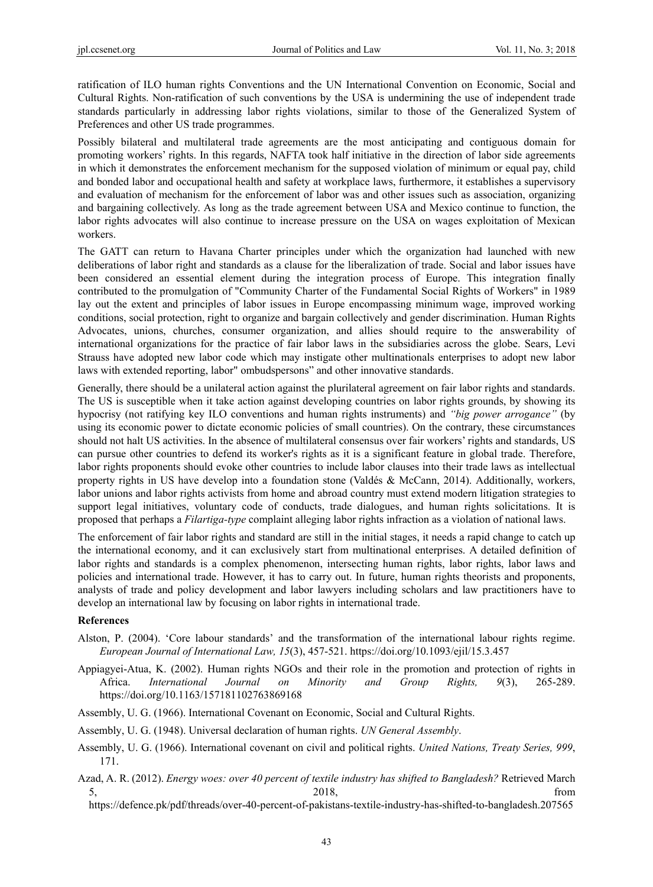ratification of ILO human rights Conventions and the UN International Convention on Economic, Social and Cultural Rights. Non-ratification of such conventions by the USA is undermining the use of independent trade standards particularly in addressing labor rights violations, similar to those of the Generalized System of Preferences and other US trade programmes.

Possibly bilateral and multilateral trade agreements are the most anticipating and contiguous domain for promoting workers' rights. In this regards, NAFTA took half initiative in the direction of labor side agreements in which it demonstrates the enforcement mechanism for the supposed violation of minimum or equal pay, child and bonded labor and occupational health and safety at workplace laws, furthermore, it establishes a supervisory and evaluation of mechanism for the enforcement of labor was and other issues such as association, organizing and bargaining collectively. As long as the trade agreement between USA and Mexico continue to function, the labor rights advocates will also continue to increase pressure on the USA on wages exploitation of Mexican workers.

The GATT can return to Havana Charter principles under which the organization had launched with new deliberations of labor right and standards as a clause for the liberalization of trade. Social and labor issues have been considered an essential element during the integration process of Europe. This integration finally contributed to the promulgation of "Community Charter of the Fundamental Social Rights of Workers" in 1989 lay out the extent and principles of labor issues in Europe encompassing minimum wage, improved working conditions, social protection, right to organize and bargain collectively and gender discrimination. Human Rights Advocates, unions, churches, consumer organization, and allies should require to the answerability of international organizations for the practice of fair labor laws in the subsidiaries across the globe. Sears, Levi Strauss have adopted new labor code which may instigate other multinationals enterprises to adopt new labor laws with extended reporting, labor" ombudspersons" and other innovative standards.

Generally, there should be a unilateral action against the plurilateral agreement on fair labor rights and standards. The US is susceptible when it take action against developing countries on labor rights grounds, by showing its hypocrisy (not ratifying key ILO conventions and human rights instruments) and *"big power arrogance"* (by using its economic power to dictate economic policies of small countries). On the contrary, these circumstances should not halt US activities. In the absence of multilateral consensus over fair workers' rights and standards, US can pursue other countries to defend its worker's rights as it is a significant feature in global trade. Therefore, labor rights proponents should evoke other countries to include labor clauses into their trade laws as intellectual property rights in US have develop into a foundation stone (Valdés & McCann, 2014). Additionally, workers, labor unions and labor rights activists from home and abroad country must extend modern litigation strategies to support legal initiatives, voluntary code of conducts, trade dialogues, and human rights solicitations. It is proposed that perhaps a *Filartiga-type* complaint alleging labor rights infraction as a violation of national laws.

The enforcement of fair labor rights and standard are still in the initial stages, it needs a rapid change to catch up the international economy, and it can exclusively start from multinational enterprises. A detailed definition of labor rights and standards is a complex phenomenon, intersecting human rights, labor rights, labor laws and policies and international trade. However, it has to carry out. In future, human rights theorists and proponents, analysts of trade and policy development and labor lawyers including scholars and law practitioners have to develop an international law by focusing on labor rights in international trade.

**References**

Alston, P. (2004). 'Core labour standards' and the transformation of the international labour rights regime. *European Journal of International Law, 15*(3), 457-521. https://doi.org/10.1093/ejil/15.3.457

Appiagyei-Atua, K. (2002). Human rights NGOs and their role in the promotion and protection of rights in Africa. *International Journal on Minority and Group Rights, 9*(3), 265-289. https://doi.org/10.1163/157181102763869168

Assembly, U. G. (1966). International Covenant on Economic, Social and Cultural Rights.

Assembly, U. G. (1948). Universal declaration of human rights. *UN General Assembly*.

Assembly, U. G. (1966). International covenant on civil and political rights. *United Nations, Treaty Series, 999*, 171.

Azad, A. R. (2012). *Energy woes: over 40 percent of textile industry has shifted to Bangladesh?* Retrieved March 5, 2018, from https://defence.pk/pdf/threads/over-40-percent-of-pakistans-textile-industry-has-shifted-to-bangladesh.207565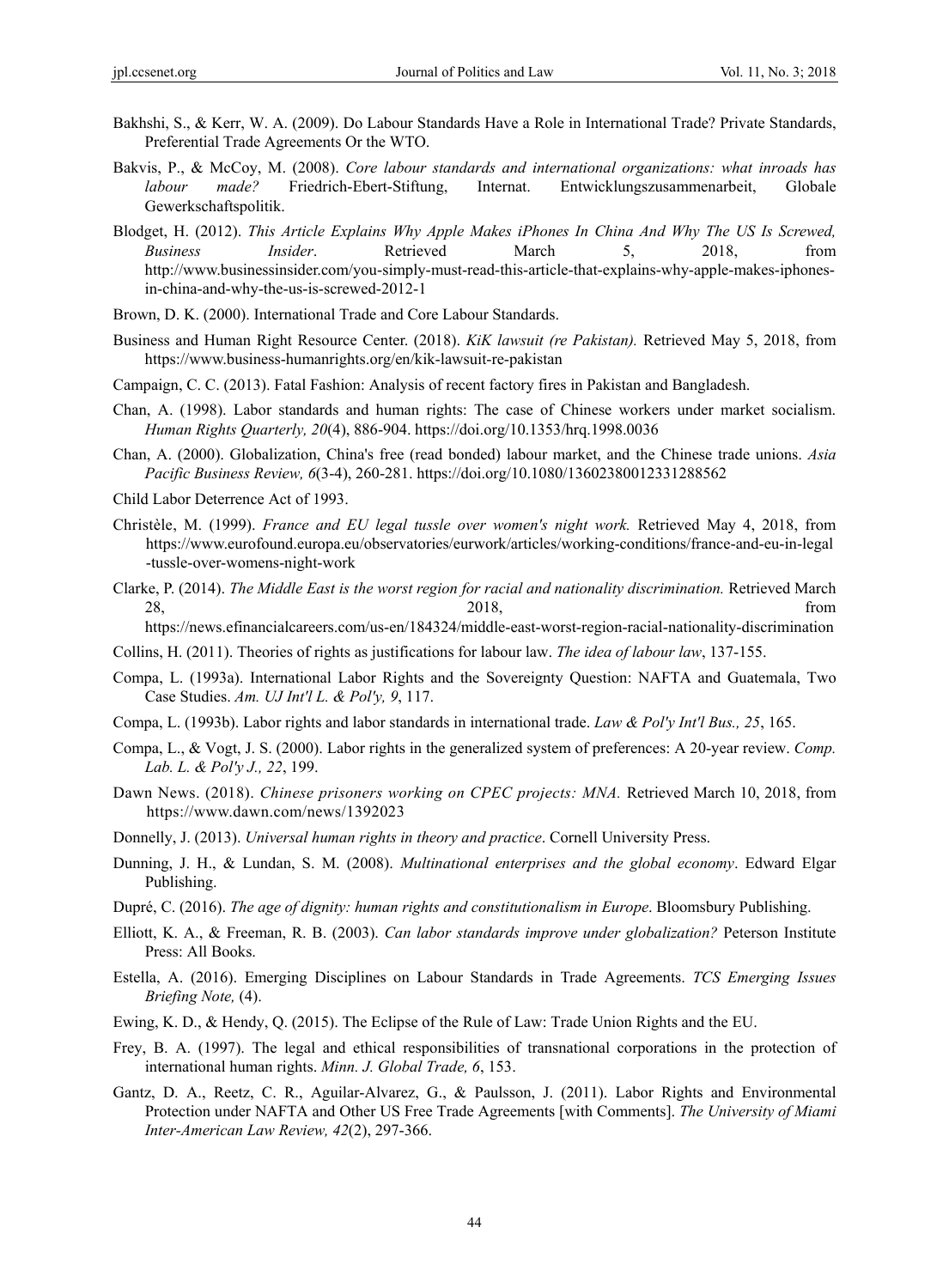Bakhshi, S., & Kerr, W. A. (2009). Do Labour Standards Have a Role in International Trade? Private Standards, Preferential Trade Agreements Or the WTO.

Bakvis, P., & McCoy, M. (2008). *Core labour standards and international organizations: what inroads has labour made?* Friedrich-Ebert-Stiftung, Internat. Entwicklungszusammenarbeit, Globale Gewerkschaftspolitik.

Blodget, H. (2012). *This Article Explains Why Apple Makes iPhones In China And Why The US Is Screwed, Business Insider*. Retrieved March 5, 2018, from http://www.businessinsider.com/you-simply-must-read-this-article-that-explains-why-apple-makes-iphones-in-china-and-why-the-us-is-screwed-2012-1

Brown, D. K. (2000). International Trade and Core Labour Standards.

Business and Human Right Resource Center. (2018). *KiK lawsuit (re Pakistan).* Retrieved May 5, 2018, from https://www.business-humanrights.org/en/kik-lawsuit-re-pakistan

Campaign, C. C. (2013). Fatal Fashion: Analysis of recent factory fires in Pakistan and Bangladesh.

Chan, A. (1998). Labor standards and human rights: The case of Chinese workers under market socialism. *Human Rights Quarterly, 20*(4), 886-904. https://doi.org/10.1353/hrq.1998.0036

Chan, A. (2000). Globalization, China's free (read bonded) labour market, and the Chinese trade unions. *Asia Pacific Business Review, 6*(3-4), 260-281. https://doi.org/10.1080/13602380012331288562

Child Labor Deterrence Act of 1993.

Christèle, M. (1999). *France and EU legal tussle over women's night work.* Retrieved May 4, 2018, from https://www.eurofound.europa.eu/observatories/eurwork/articles/working-conditions/france-and-eu-in-legal-tussle-over-womens-night-work

Clarke, P. (2014). *The Middle East is the worst region for racial and nationality discrimination.* Retrieved March 28, 2018, from https://news.efinancialcareers.com/us-en/184324/middle-east-worst-region-racial-nationality-discrimination

Collins, H. (2011). Theories of rights as justifications for labour law. *The idea of labour law*, 137-155.

Compa, L. (1993a). International Labor Rights and the Sovereignty Question: NAFTA and Guatemala, Two Case Studies. *Am. UJ Int'l L. & Pol'y, 9*, 117.

Compa, L. (1993b). Labor rights and labor standards in international trade. *Law & Pol'y Int'l Bus., 25*, 165.

Compa, L., & Vogt, J. S. (2000). Labor rights in the generalized system of preferences: A 20-year review. *Comp. Lab. L. & Pol'y J., 22*, 199.

Dawn News. (2018). *Chinese prisoners working on CPEC projects: MNA.* Retrieved March 10, 2018, from https://www.dawn.com/news/1392023

Donnelly, J. (2013). *Universal human rights in theory and practice*. Cornell University Press.

Dunning, J. H., & Lundan, S. M. (2008). *Multinational enterprises and the global economy*. Edward Elgar Publishing.

Dupré, C. (2016). *The age of dignity: human rights and constitutionalism in Europe*. Bloomsbury Publishing.

Elliott, K. A., & Freeman, R. B. (2003). *Can labor standards improve under globalization?* Peterson Institute Press: All Books.

Estella, A. (2016). Emerging Disciplines on Labour Standards in Trade Agreements. *TCS Emerging Issues Briefing Note,* (4).

Ewing, K. D., & Hendy, Q. (2015). The Eclipse of the Rule of Law: Trade Union Rights and the EU.

Frey, B. A. (1997). The legal and ethical responsibilities of transnational corporations in the protection of international human rights. *Minn. J. Global Trade, 6*, 153.

Gantz, D. A., Reetz, C. R., Aguilar-Alvarez, G., & Paulsson, J. (2011). Labor Rights and Environmental Protection under NAFTA and Other US Free Trade Agreements [with Comments]. *The University of Miami Inter-American Law Review, 42*(2), 297-366.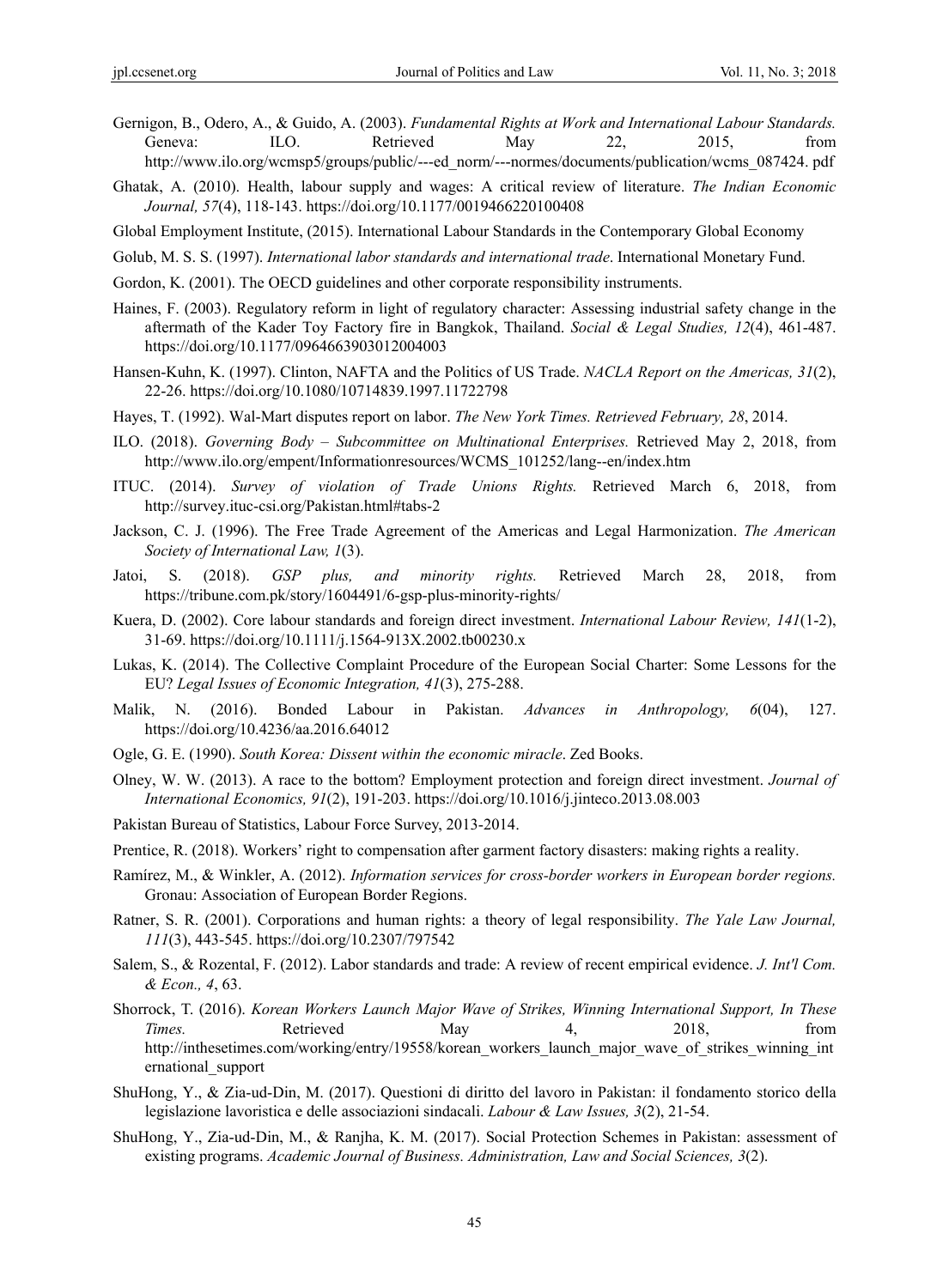Gernigon, B., Odero, A., & Guido, A. (2003). *Fundamental Rights at Work and International Labour Standards.* Geneva: ILO. Retrieved May 22, 2015, from http://www.ilo.org/wcmsp5/groups/public/---ed_norm/---normes/documents/publication/wcms_087424. pdf

Ghatak, A. (2010). Health, labour supply and wages: A critical review of literature. *The Indian Economic Journal, 57*(4), 118-143. https://doi.org/10.1177/0019466220100408

Global Employment Institute, (2015). International Labour Standards in the Contemporary Global Economy

Golub, M. S. S. (1997). *International labor standards and international trade*. International Monetary Fund.

Gordon, K. (2001). The OECD guidelines and other corporate responsibility instruments.

Haines, F. (2003). Regulatory reform in light of regulatory character: Assessing industrial safety change in the aftermath of the Kader Toy Factory fire in Bangkok, Thailand. *Social & Legal Studies, 12*(4), 461-487. https://doi.org/10.1177/0964663903012004003

Hansen-Kuhn, K. (1997). Clinton, NAFTA and the Politics of US Trade. *NACLA Report on the Americas, 31*(2), 22-26. https://doi.org/10.1080/10714839.1997.11722798

Hayes, T. (1992). Wal-Mart disputes report on labor. *The New York Times. Retrieved February, 28*, 2014.

ILO. (2018). *Governing Body – Subcommittee on Multinational Enterprises.* Retrieved May 2, 2018, from http://www.ilo.org/empent/Informationresources/WCMS_101252/lang--en/index.htm

ITUC. (2014). *Survey of violation of Trade Unions Rights.* Retrieved March 6, 2018, from http://survey.ituc-csi.org/Pakistan.html#tabs-2

Jackson, C. J. (1996). The Free Trade Agreement of the Americas and Legal Harmonization. *The American Society of International Law, 1*(3).

Jatoi, S. (2018). *GSP plus, and minority rights.* Retrieved March 28, 2018, from https://tribune.com.pk/story/1604491/6-gsp-plus-minority-rights/

Kuera, D. (2002). Core labour standards and foreign direct investment. *International Labour Review, 141*(1-2), 31-69. https://doi.org/10.1111/j.1564-913X.2002.tb00230.x

Lukas, K. (2014). The Collective Complaint Procedure of the European Social Charter: Some Lessons for the EU? *Legal Issues of Economic Integration, 41*(3), 275-288.

Malik, N. (2016). Bonded Labour in Pakistan. *Advances in Anthropology, 6*(04), 127. https://doi.org/10.4236/aa.2016.64012

Ogle, G. E. (1990). *South Korea: Dissent within the economic miracle*. Zed Books.

Olney, W. W. (2013). A race to the bottom? Employment protection and foreign direct investment. *Journal of International Economics, 91*(2), 191-203. https://doi.org/10.1016/j.jinteco.2013.08.003

Pakistan Bureau of Statistics, Labour Force Survey, 2013-2014.

Prentice, R. (2018). Workers' right to compensation after garment factory disasters: making rights a reality.

Ramírez, M., & Winkler, A. (2012). *Information services for cross-border workers in European border regions.* Gronau: Association of European Border Regions.

Ratner, S. R. (2001). Corporations and human rights: a theory of legal responsibility. *The Yale Law Journal, 111*(3), 443-545. https://doi.org/10.2307/797542

Salem, S., & Rozental, F. (2012). Labor standards and trade: A review of recent empirical evidence. *J. Int'l Com. & Econ., 4*, 63.

Shorrock, T. (2016). *Korean Workers Launch Major Wave of Strikes, Winning International Support, In These Times.* Retrieved May 4, 2018, from http://inthesetimes.com/working/entry/19558/korean_workers_launch_major_wave_of_strikes_winning_international_support

ShuHong, Y., & Zia-ud-Din, M. (2017). Questioni di diritto del lavoro in Pakistan: il fondamento storico della legislazione lavoristica e delle associazioni sindacali. *Labour & Law Issues, 3*(2), 21-54.

ShuHong, Y., Zia-ud-Din, M., & Ranjha, K. M. (2017). Social Protection Schemes in Pakistan: assessment of existing programs. *Academic Journal of Business. Administration, Law and Social Sciences, 3*(2).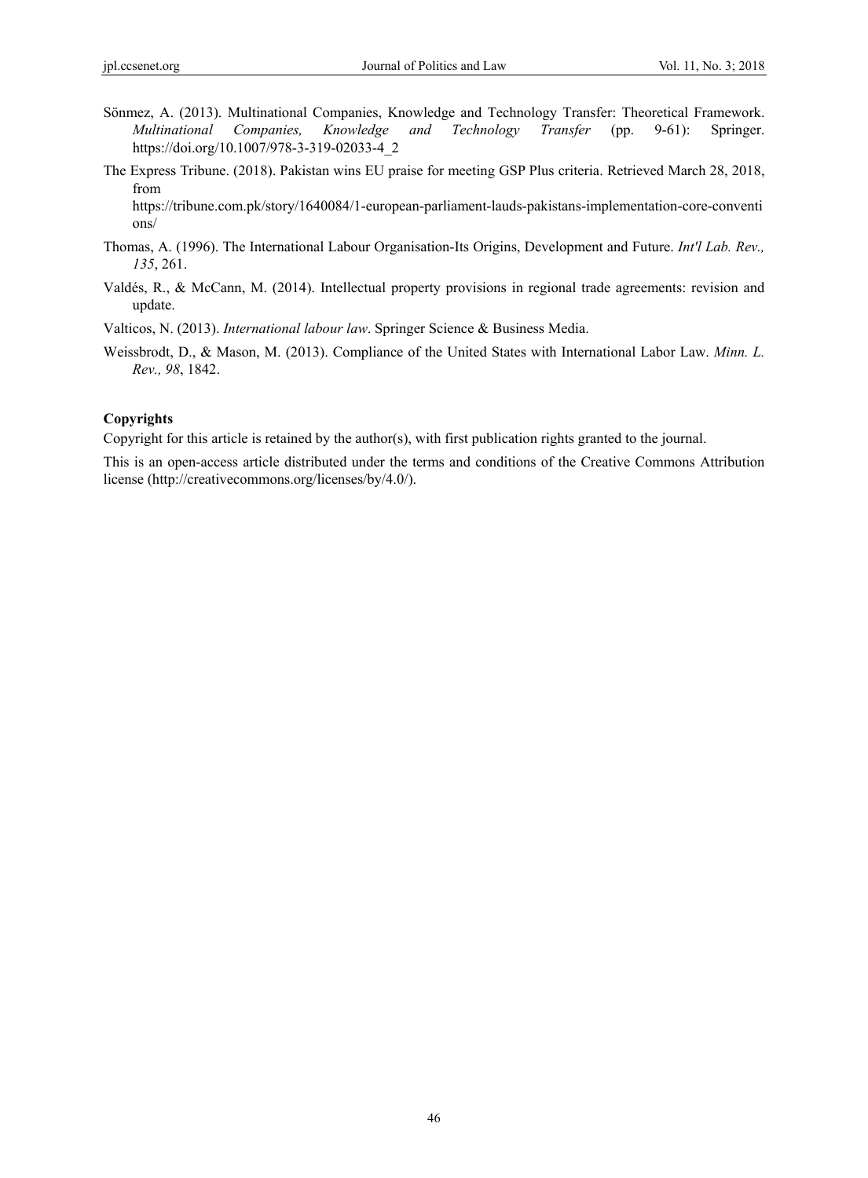Sönmez, A. (2013). Multinational Companies, Knowledge and Technology Transfer: Theoretical Framework. *Multinational Companies, Knowledge and Technology Transfer* (pp. 9-61): Springer. https://doi.org/10.1007/978-3-319-02033-4_2

The Express Tribune. (2018). Pakistan wins EU praise for meeting GSP Plus criteria. Retrieved March 28, 2018, from https://tribune.com.pk/story/1640084/1-european-parliament-lauds-pakistans-implementation-core-conventions/

Thomas, A. (1996). The International Labour Organisation-Its Origins, Development and Future. *Int'l Lab. Rev., 135*, 261.

Valdés, R., & McCann, M. (2014). Intellectual property provisions in regional trade agreements: revision and update.

Valticos, N. (2013). *International labour law*. Springer Science & Business Media.

Weissbrodt, D., & Mason, M. (2013). Compliance of the United States with International Labor Law. *Minn. L. Rev., 98*, 1842.

**Copyrights**

Copyright for this article is retained by the author(s), with first publication rights granted to the journal.

This is an open-access article distributed under the terms and conditions of the Creative Commons Attribution license (http://creativecommons.org/licenses/by/4.0/).